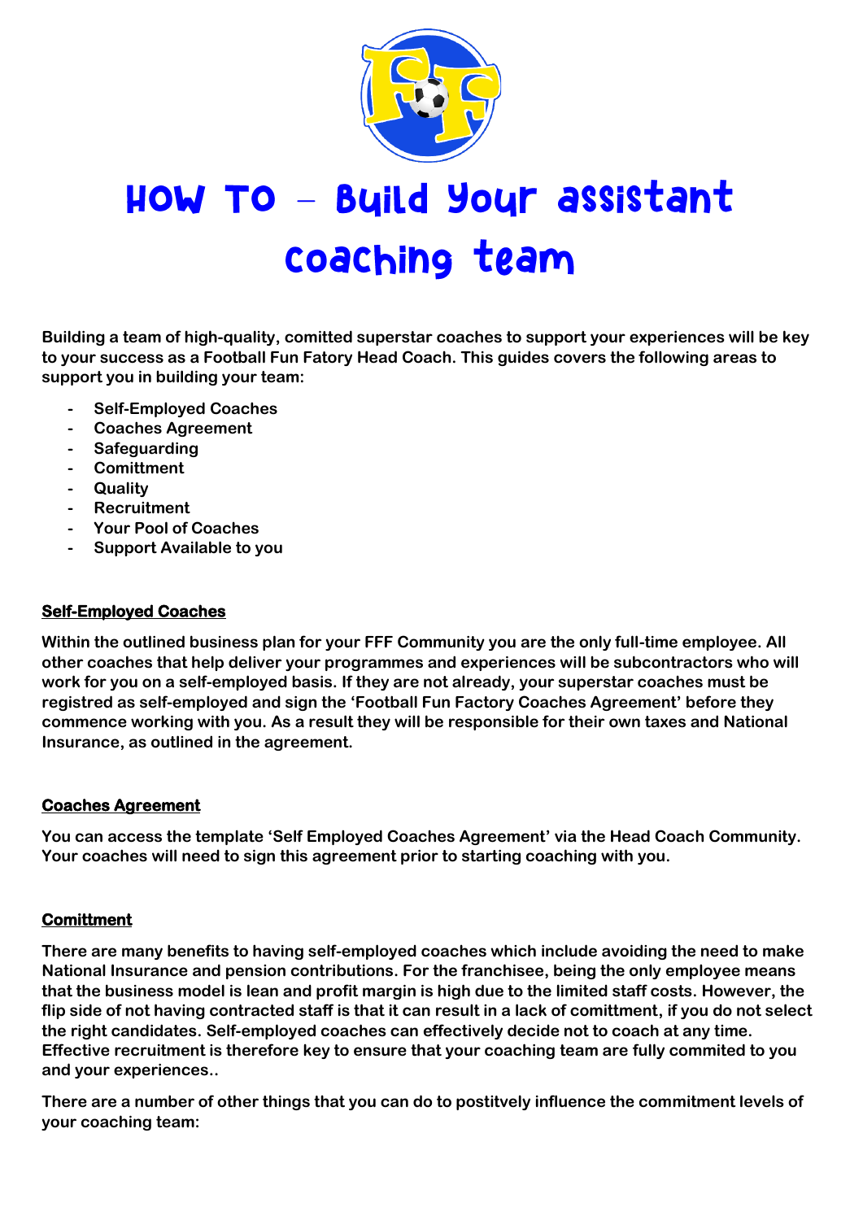# HOW TO – Build Your assistant coaching team

**Building a team of high-quality, comitted superstar coaches to support your experiences will be key to your success as a Football Fun Fatory Head Coach. This guides covers the following areas to support you in building your team:**

- **Self-Employed Coaches**
- **Coaches Agreement**
- **Safeguarding**
- **Comittment**
- **Quality**
- **Recruitment**
- **Your Pool of Coaches**
- **Support Available to you**

## Self-Employed Coaches

**Within the outlined business plan for your FFF Community you are the only full-time employee. All other coaches that help deliver your programmes and experiences will be subcontractors who will work for you on a self-employed basis. If they are not already, your superstar coaches must be registred as self-employed and sign the 'Football Fun Factory Coaches Agreement' before they commence working with you. As a result they will be responsible for their own taxes and National Insurance, as outlined in the agreement.**

## Coaches Agreement

**You can access the template 'Self Employed Coaches Agreement' via the Head Coach Community. Your coaches will need to sign this agreement prior to starting coaching with you.**

## Comittment

**There are many benefits to having self-employed coaches which include avoiding the need to make National Insurance and pension contributions. For the franchisee, being the only employee means that the business model is lean and profit margin is high due to the limited staff costs. However, the flip side of not having contracted staff is that it can result in a lack of comittment, if you do not select the right candidates. Self-employed coaches can effectively decide not to coach at any time. Effective recruitment is therefore key to ensure that your coaching team are fully commited to you and your experiences..**

**There are a number of other things that you can do to postitvely influence the commitment levels of your coaching team:**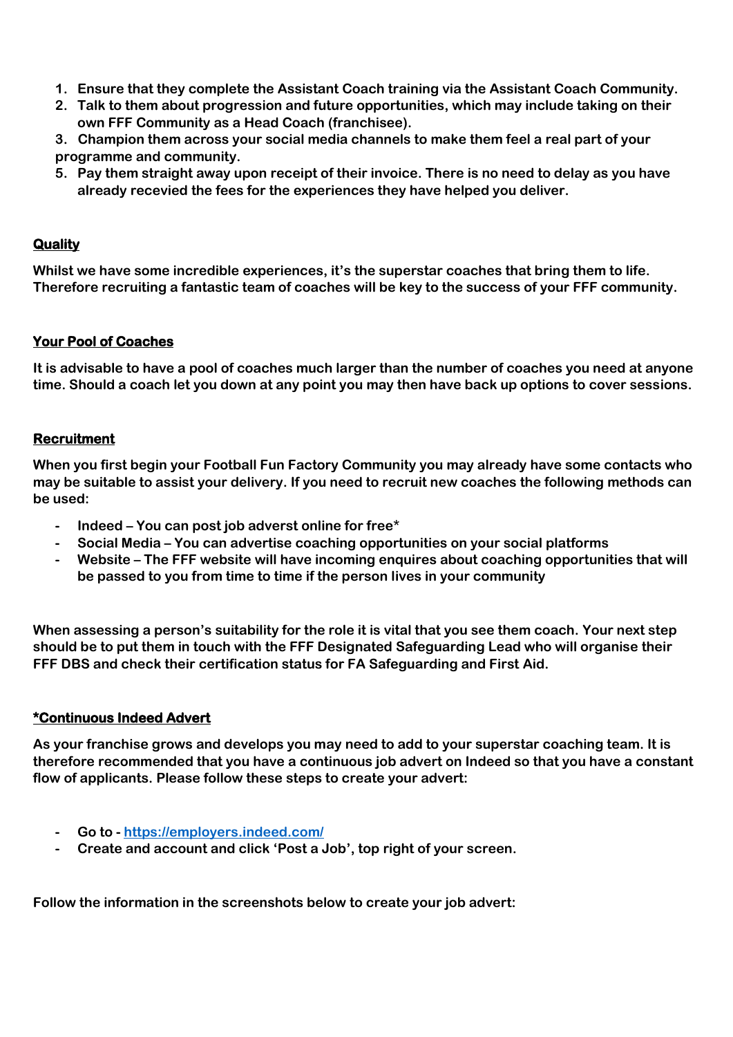1. **Ensure that they complete the Assistant Coach training via the Assistant Coach Community.**
2. **Talk to them about progression and future opportunities, which may include taking on their own FFF Community as a Head Coach (franchisee).**
3. **Champion them across your social media channels to make them feel a real part of your programme and community.**
5. **Pay them straight away upon receipt of their invoice. There is no need to delay as you have already recevied the fees for the experiences they have helped you deliver.**

## Quality

**Whilst we have some incredible experiences, it's the superstar coaches that bring them to life. Therefore recruiting a fantastic team of coaches will be key to the success of your FFF community.**

## Your Pool of Coaches

**It is advisable to have a pool of coaches much larger than the number of coaches you need at anyone time. Should a coach let you down at any point you may then have back up options to cover sessions.**

## Recruitment

**When you first begin your Football Fun Factory Community you may already have some contacts who may be suitable to assist your delivery. If you need to recruit new coaches the following methods can be used:**

- **Indeed – You can post job adverst online for free***
- **Social Media – You can advertise coaching opportunities on your social platforms**
- **Website – The FFF website will have incoming enquires about coaching opportunities that will be passed to you from time to time if the person lives in your community**

**When assessing a person's suitability for the role it is vital that you see them coach. Your next step should be to put them in touch with the FFF Designated Safeguarding Lead who will organise their FFF DBS and check their certification status for FA Safeguarding and First Aid.**

## *Continuous Indeed Advert

**As your franchise grows and develops you may need to add to your superstar coaching team. It is therefore recommended that you have a continuous job advert on Indeed so that you have a constant flow of applicants. Please follow these steps to create your advert:**

- **Go to - [https://employers.indeed.com/](https://employers.indeed.com/)**
- **Create and account and click 'Post a Job', top right of your screen.**

**Follow the information in the screenshots below to create your job advert:**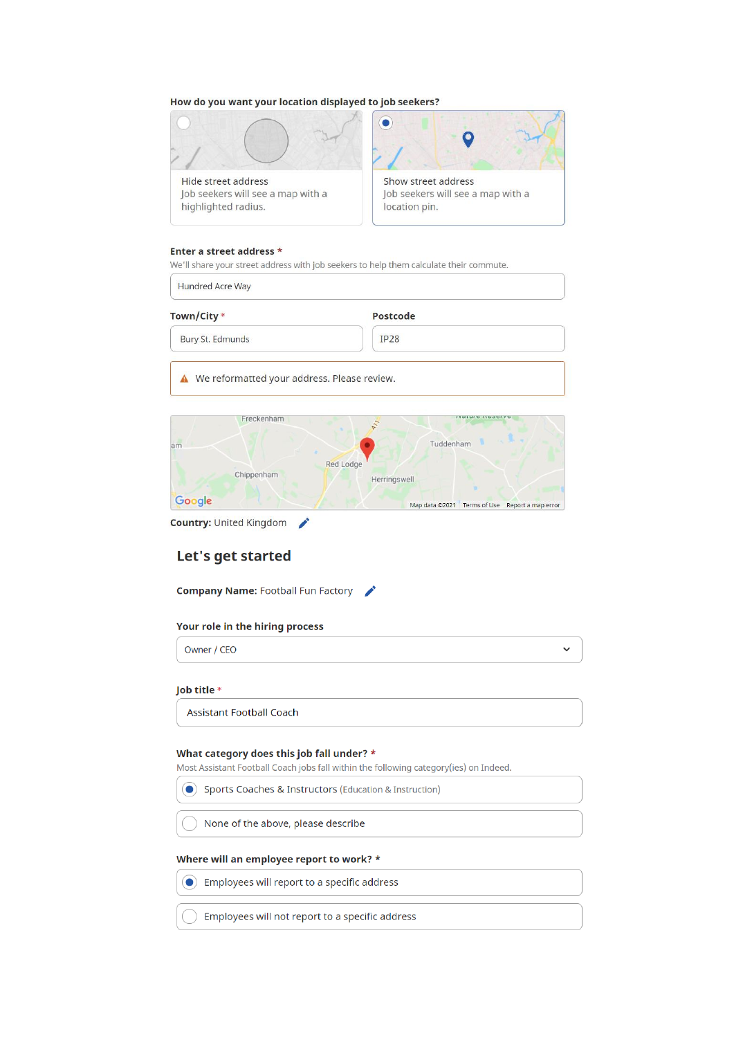**How do you want your location displayed to job seekers?**

- ( ) Hide street address
  Job seekers will see a map with a highlighted radius.
- (•) Show street address
  Job seekers will see a map with a location pin.

**Enter a street address** *

We'll share your street address with job seekers to help them calculate their commute.

Hundred Acre Way

**Town/City** *

Bury St. Edmunds

**Postcode**

IP28

⚠ We reformatted your address. Please review.

**Country:** United Kingdom

## Let's get started

**Company Name:** Football Fun Factory

**Your role in the hiring process**

Owner / CEO

**Job title** *

Assistant Football Coach

**What category does this job fall under?** *

Most Assistant Football Coach jobs fall within the following category(ies) on Indeed.

- (•) Sports Coaches & Instructors (Education & Instruction)
- ( ) None of the above, please describe

**Where will an employee report to work?** *

- (•) Employees will report to a specific address
- ( ) Employees will not report to a specific address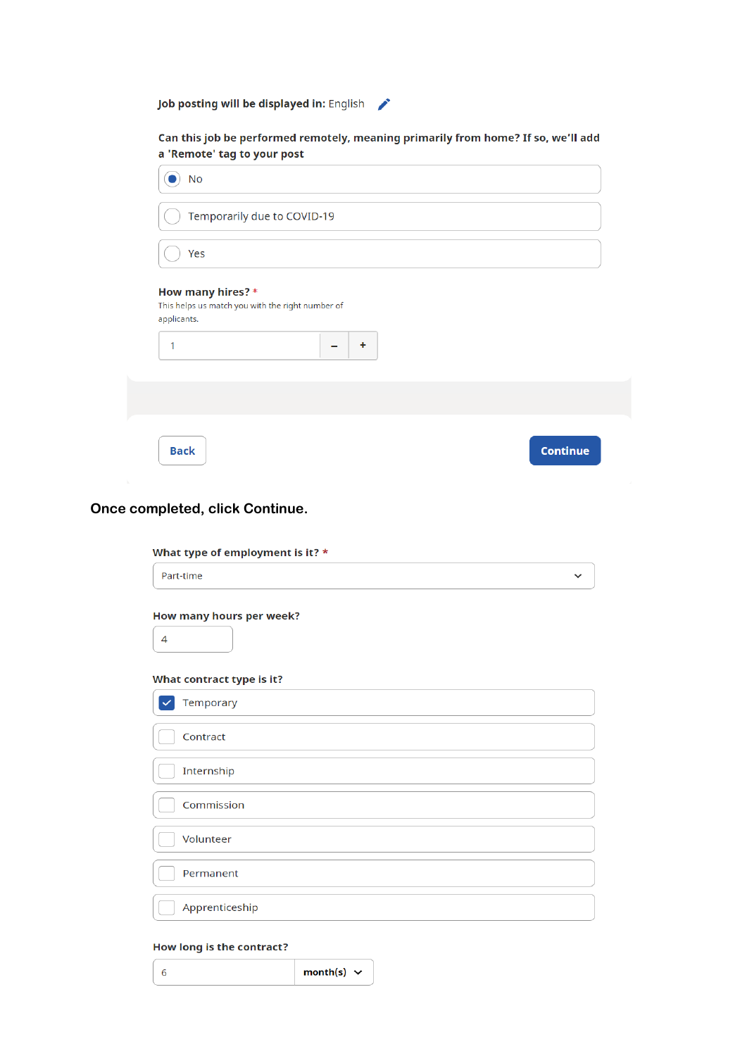**Job posting will be displayed in:** English

**Can this job be performed remotely, meaning primarily from home? If so, we'll add a 'Remote' tag to your post**

- (●) No
- ( ) Temporarily due to COVID-19
- ( ) Yes

**How many hires?** *

This helps us match you with the right number of applicants.

1 [ – ] [ + ]

[Back] [Continue]

Once completed, click Continue.

**What type of employment is it?** *

Part-time

**How many hours per week?**

4

**What contract type is it?**

- [x] Temporary
- [ ] Contract
- [ ] Internship
- [ ] Commission
- [ ] Volunteer
- [ ] Permanent
- [ ] Apprenticeship

**How long is the contract?**

6 month(s)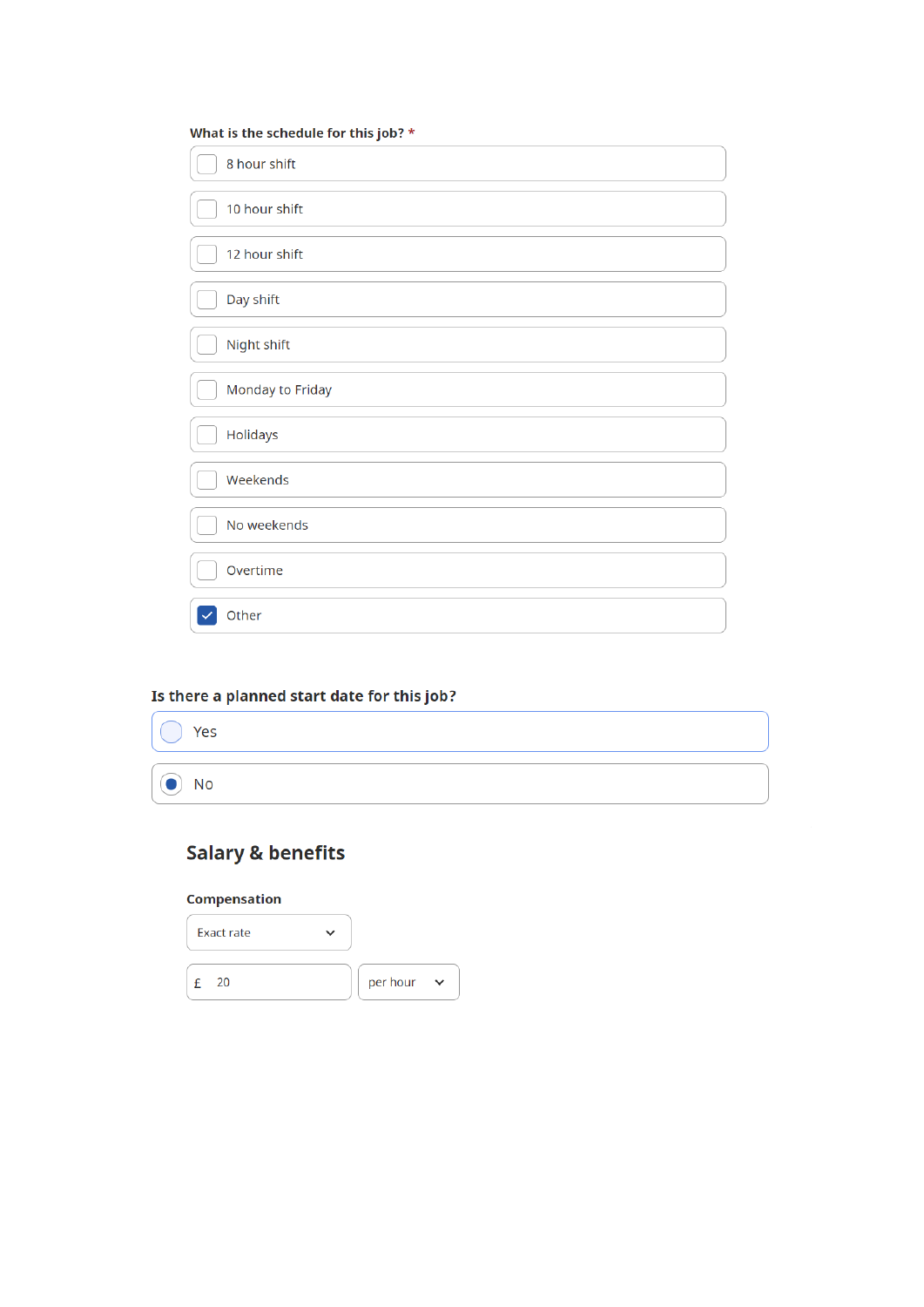**What is the schedule for this job?** *

- [ ] 8 hour shift
- [ ] 10 hour shift
- [ ] 12 hour shift
- [ ] Day shift
- [ ] Night shift
- [ ] Monday to Friday
- [ ] Holidays
- [ ] Weekends
- [ ] No weekends
- [ ] Overtime
- [x] Other

**Is there a planned start date for this job?**

- ( ) Yes
- (•) No

## Salary & benefits

**Compensation**

Exact rate

£ 20 per hour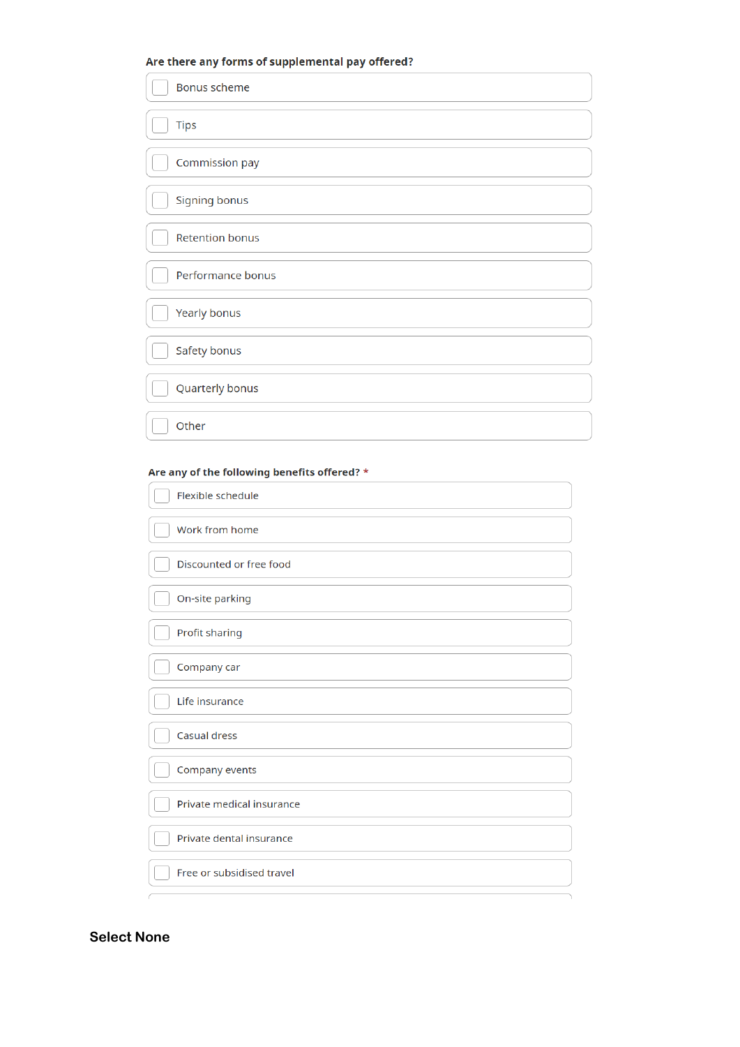**Are there any forms of supplemental pay offered?**

- [ ] Bonus scheme
- [ ] Tips
- [ ] Commission pay
- [ ] Signing bonus
- [ ] Retention bonus
- [ ] Performance bonus
- [ ] Yearly bonus
- [ ] Safety bonus
- [ ] Quarterly bonus
- [ ] Other

**Are any of the following benefits offered?** *

- [ ] Flexible schedule
- [ ] Work from home
- [ ] Discounted or free food
- [ ] On-site parking
- [ ] Profit sharing
- [ ] Company car
- [ ] Life insurance
- [ ] Casual dress
- [ ] Company events
- [ ] Private medical insurance
- [ ] Private dental insurance
- [ ] Free or subsidised travel

**Select None**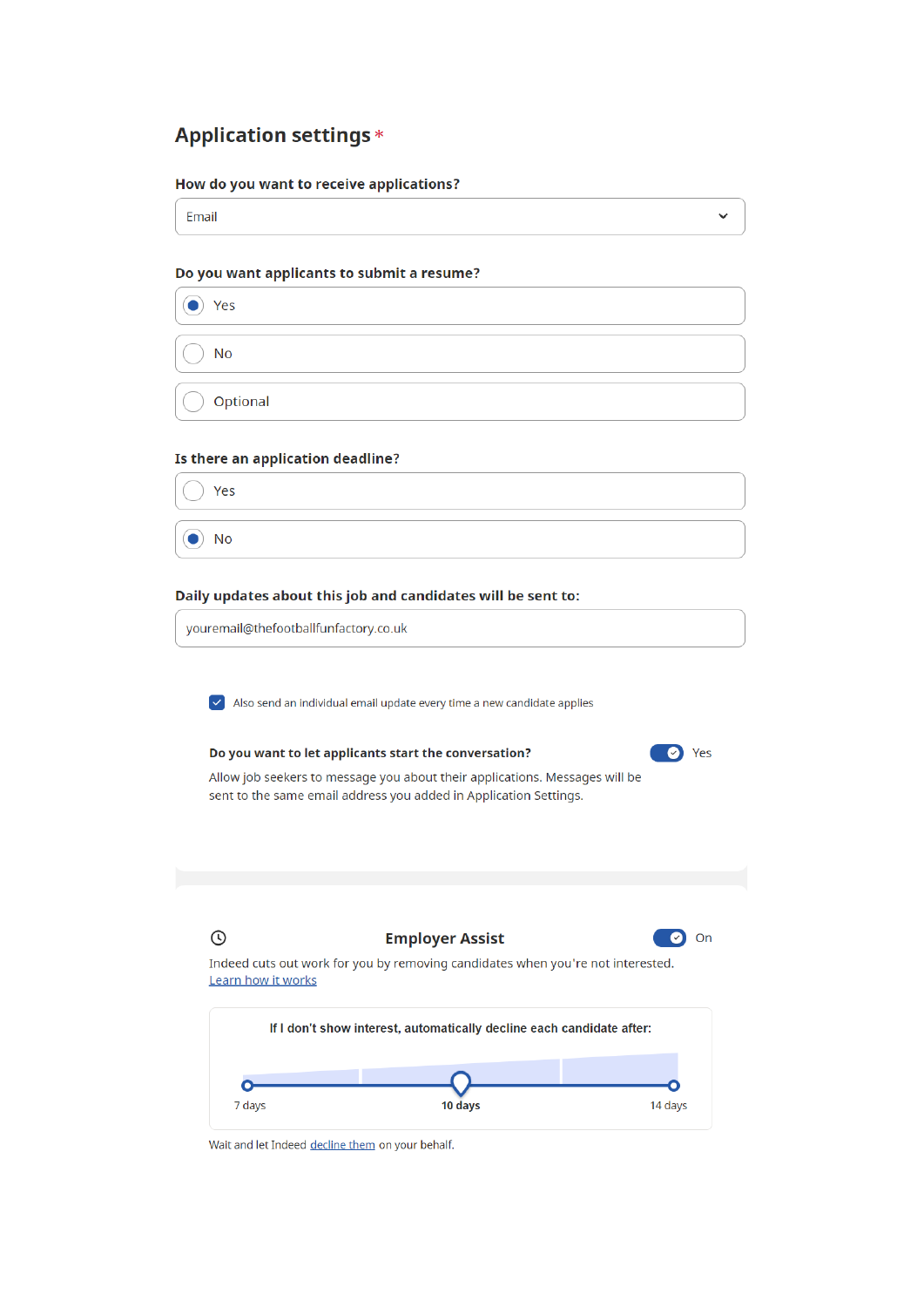## Application settings *

**How do you want to receive applications?**

Email

**Do you want applicants to submit a resume?**

- (●) Yes
- ( ) No
- ( ) Optional

**Is there an application deadline?**

- ( ) Yes
- (●) No

**Daily updates about this job and candidates will be sent to:**

youremail@thefootballfunfactory.co.uk

☑ Also send an individual email update every time a new candidate applies

**Do you want to let applicants start the conversation?** Yes

Allow job seekers to message you about their applications. Messages will be sent to the same email address you added in Application Settings.

### Employer Assist

On

Indeed cuts out work for you by removing candidates when you're not interested.
Learn how it works

**If I don't show interest, automatically decline each candidate after:**

7 days — **10 days** — 14 days

Wait and let Indeed decline them on your behalf.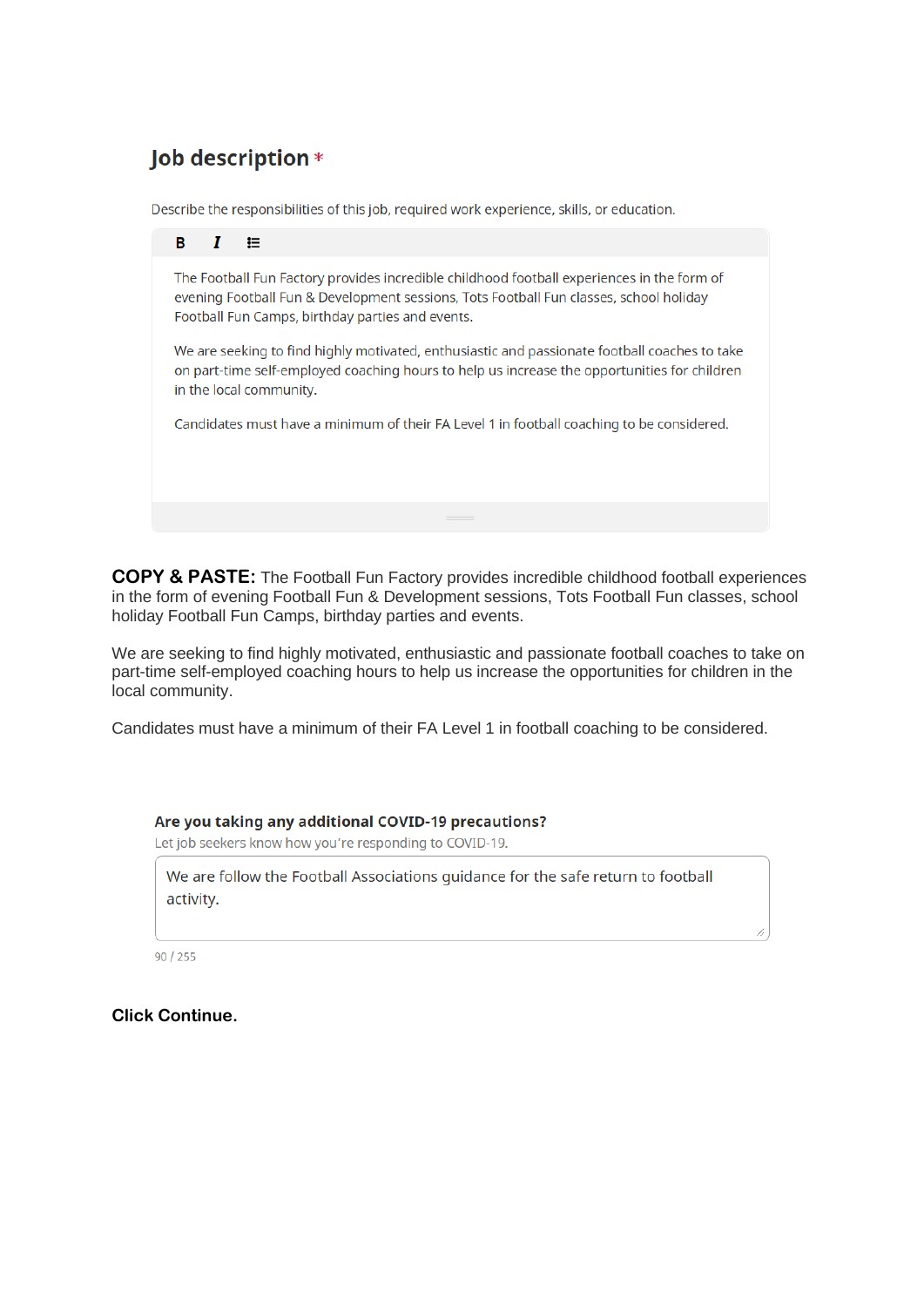## Job description *

Describe the responsibilities of this job, required work experience, skills, or education.

The Football Fun Factory provides incredible childhood football experiences in the form of evening Football Fun & Development sessions, Tots Football Fun classes, school holiday Football Fun Camps, birthday parties and events.

We are seeking to find highly motivated, enthusiastic and passionate football coaches to take on part-time self-employed coaching hours to help us increase the opportunities for children in the local community.

Candidates must have a minimum of their FA Level 1 in football coaching to be considered.

**COPY & PASTE:** The Football Fun Factory provides incredible childhood football experiences in the form of evening Football Fun & Development sessions, Tots Football Fun classes, school holiday Football Fun Camps, birthday parties and events.

We are seeking to find highly motivated, enthusiastic and passionate football coaches to take on part-time self-employed coaching hours to help us increase the opportunities for children in the local community.

Candidates must have a minimum of their FA Level 1 in football coaching to be considered.

**Are you taking any additional COVID-19 precautions?**

Let job seekers know how you're responding to COVID-19.

We are follow the Football Associations guidance for the safe return to football activity.

90 / 255

**Click Continue.**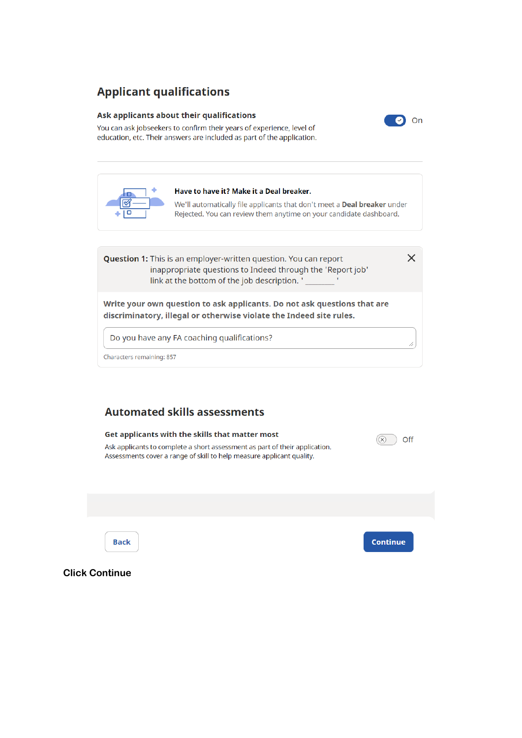## Applicant qualifications

**Ask applicants about their qualifications**

You can ask jobseekers to confirm their years of experience, level of education, etc. Their answers are included as part of the application.

On

**Have to have it? Make it a Deal breaker.**

We'll automatically file applicants that don't meet a **Deal breaker** under Rejected. You can review them anytime on your candidate dashboard.

**Question 1:** This is an employer-written question. You can report inappropriate questions to Indeed through the 'Report job' link at the bottom of the job description. '\_\_\_\_\_\_\_\_'

**Write your own question to ask applicants. Do not ask questions that are discriminatory, illegal or otherwise violate the Indeed site rules.**

Do you have any FA coaching qualifications?

Characters remaining: 857

## Automated skills assessments

**Get applicants with the skills that matter most**

Ask applicants to complete a short assessment as part of their application. Assessments cover a range of skill to help measure applicant quality.

Off

Back

Continue

**Click Continue**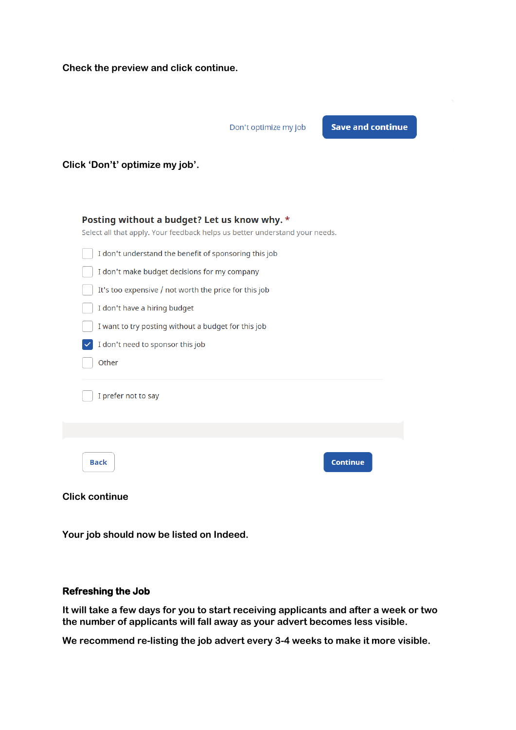Check the preview and click continue.

Don't optimize my job    Save and continue

Click 'Don't' optimize my job'.

**Posting without a budget? Let us know why.** *

Select all that apply. Your feedback helps us better understand your needs.

- [ ] I don't understand the benefit of sponsoring this job
- [ ] I don't make budget decisions for my company
- [ ] It's too expensive / not worth the price for this job
- [ ] I don't have a hiring budget
- [ ] I want to try posting without a budget for this job
- [x] I don't need to sponsor this job
- [ ] Other

- [ ] I prefer not to say

Back    Continue

Click continue

Your job should now be listed on Indeed.

## Refreshing the Job

It will take a few days for you to start receiving applicants and after a week or two the number of applicants will fall away as your advert becomes less visible.

We recommend re-listing the job advert every 3-4 weeks to make it more visible.